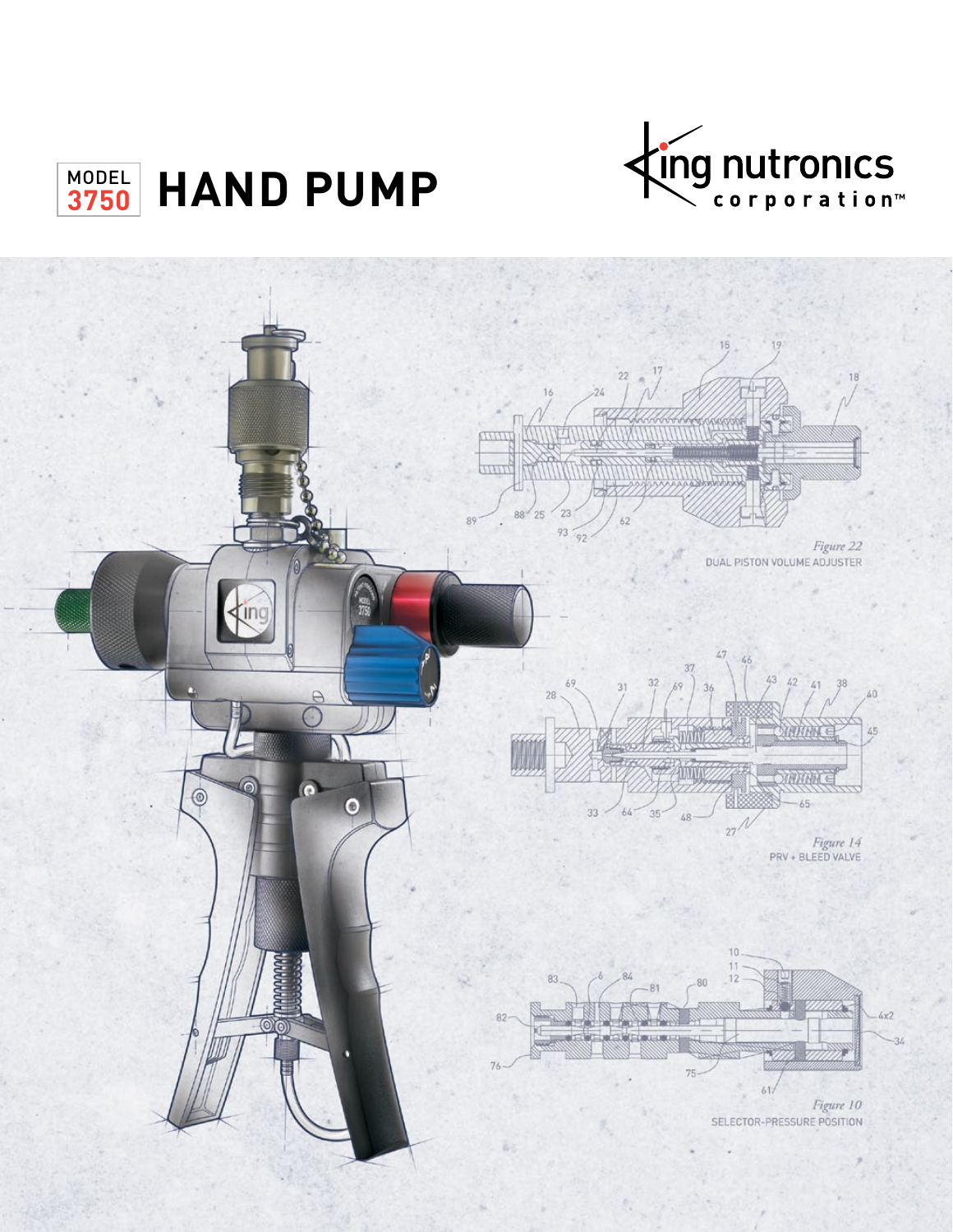MODEL 3750 **HAND PUMP**

King Nutronics Corporation™

*Figure 22*
DUAL PISTON VOLUME ADJUSTER

*Figure 14*
PRV + BLEED VALVE

*Figure 10*
SELECTOR-PRESSURE POSITION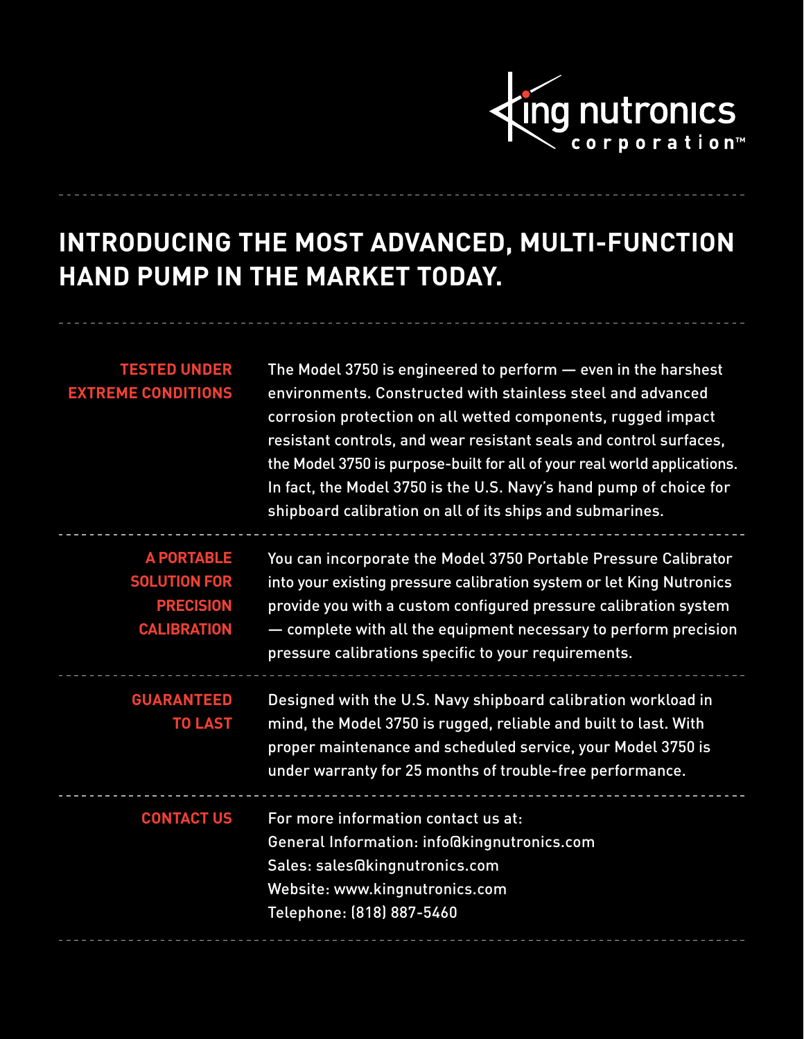king nutronics corporation™

# INTRODUCING THE MOST ADVANCED, MULTI-FUNCTION HAND PUMP IN THE MARKET TODAY.

**TESTED UNDER EXTREME CONDITIONS**

The Model 3750 is engineered to perform — even in the harshest environments. Constructed with stainless steel and advanced corrosion protection on all wetted components, rugged impact resistant controls, and wear resistant seals and control surfaces, the Model 3750 is purpose-built for all of your real world applications. In fact, the Model 3750 is the U.S. Navy's hand pump of choice for shipboard calibration on all of its ships and submarines.

**A PORTABLE SOLUTION FOR PRECISION CALIBRATION**

You can incorporate the Model 3750 Portable Pressure Calibrator into your existing pressure calibration system or let King Nutronics provide you with a custom configured pressure calibration system — complete with all the equipment necessary to perform precision pressure calibrations specific to your requirements.

**GUARANTEED TO LAST**

Designed with the U.S. Navy shipboard calibration workload in mind, the Model 3750 is rugged, reliable and built to last. With proper maintenance and scheduled service, your Model 3750 is under warranty for 25 months of trouble-free performance.

**CONTACT US**

For more information contact us at:
General Information: info@kingnutronics.com
Sales: sales@kingnutronics.com
Website: www.kingnutronics.com
Telephone: (818) 887-5460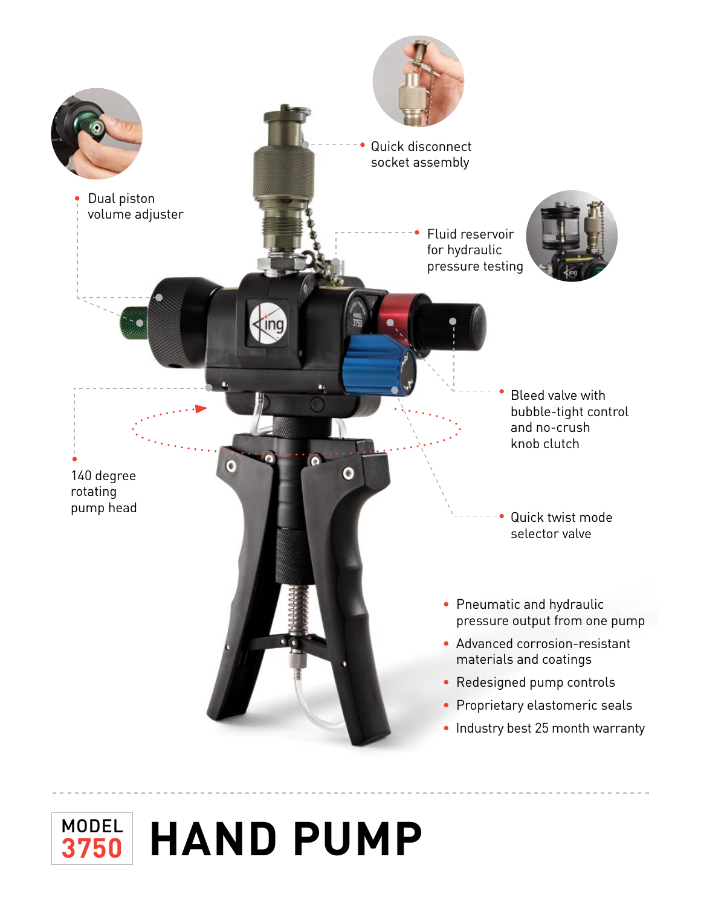Dual piston volume adjuster

Quick disconnect socket assembly

Fluid reservoir for hydraulic pressure testing

Bleed valve with bubble-tight control and no-crush knob clutch

140 degree rotating pump head

Quick twist mode selector valve

- Pneumatic and hydraulic pressure output from one pump
- Advanced corrosion-resistant materials and coatings
- Redesigned pump controls
- Proprietary elastomeric seals
- Industry best 25 month warranty

# MODEL 3750 HAND PUMP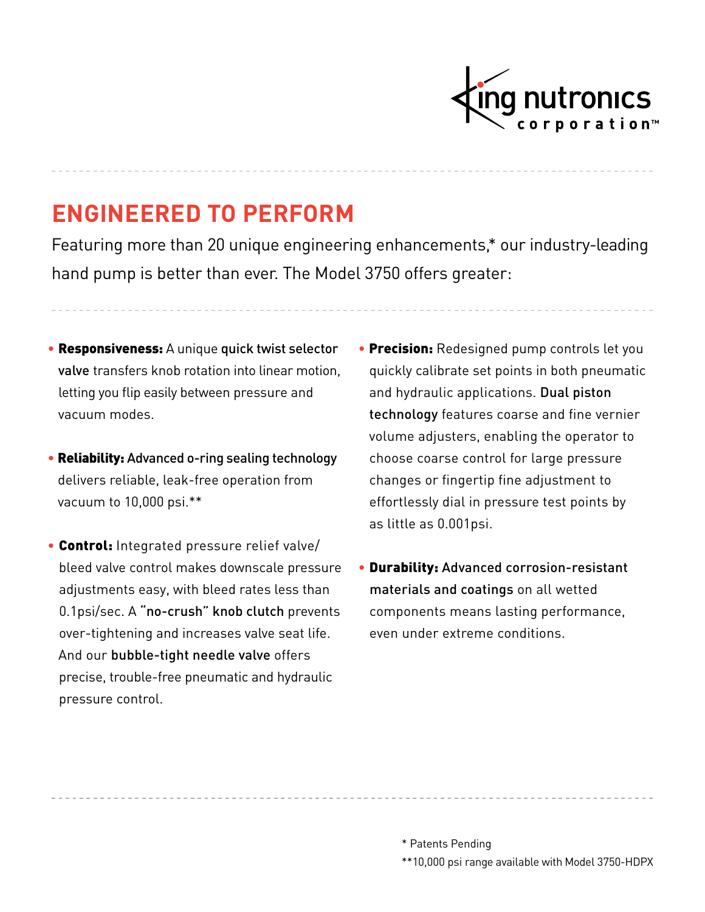king nutronics corporation™

## ENGINEERED TO PERFORM

Featuring more than 20 unique engineering enhancements,* our industry-leading hand pump is better than ever. The Model 3750 offers greater:

- **Responsiveness:** A unique **quick twist selector valve** transfers knob rotation into linear motion, letting you flip easily between pressure and vacuum modes.
- **Reliability:** **Advanced o-ring sealing technology** delivers reliable, leak-free operation from vacuum to 10,000 psi.**
- **Control:** Integrated pressure relief valve/ bleed valve control makes downscale pressure adjustments easy, with bleed rates less than 0.1psi/sec. A **"no-crush" knob clutch** prevents over-tightening and increases valve seat life. And our **bubble-tight needle valve** offers precise, trouble-free pneumatic and hydraulic pressure control.
- **Precision:** Redesigned pump controls let you quickly calibrate set points in both pneumatic and hydraulic applications. **Dual piston technology** features coarse and fine vernier volume adjusters, enabling the operator to choose coarse control for large pressure changes or fingertip fine adjustment to effortlessly dial in pressure test points by as little as 0.001psi.
- **Durability:** **Advanced corrosion-resistant materials and coatings** on all wetted components means lasting performance, even under extreme conditions.

\* Patents Pending

**10,000 psi range available with Model 3750-HDPX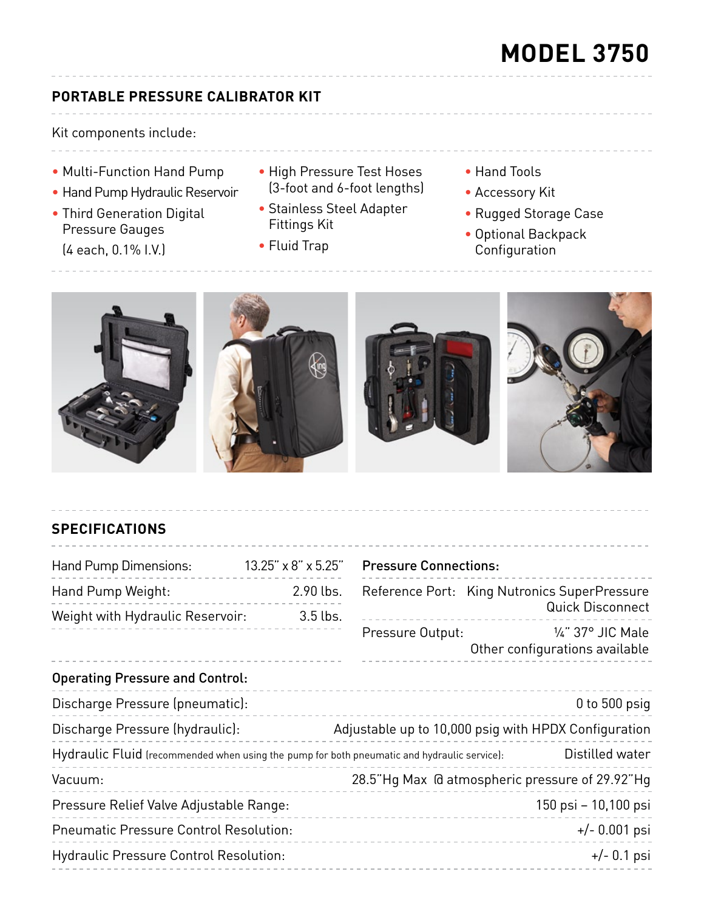# MODEL 3750

## PORTABLE PRESSURE CALIBRATOR KIT

Kit components include:

- Multi-Function Hand Pump
- Hand Pump Hydraulic Reservoir
- Third Generation Digital Pressure Gauges (4 each, 0.1% I.V.)
- High Pressure Test Hoses (3-foot and 6-foot lengths)
- Stainless Steel Adapter Fittings Kit
- Fluid Trap
- Hand Tools
- Accessory Kit
- Rugged Storage Case
- Optional Backpack Configuration

## SPECIFICATIONS

| | |
|---|---|
| Hand Pump Dimensions: | 13.25" x 8" x 5.25" |
| Hand Pump Weight: | 2.90 lbs. |
| Weight with Hydraulic Reservoir: | 3.5 lbs. |

**Pressure Connections:**

| | |
|---|---|
| Reference Port: | King Nutronics SuperPressure Quick Disconnect |
| Pressure Output: | ¼" 37° JIC Male<br>Other configurations available |

**Operating Pressure and Control:**

| | |
|---|---|
| Discharge Pressure (pneumatic): | 0 to 500 psig |
| Discharge Pressure (hydraulic): | Adjustable up to 10,000 psig with HPDX Configuration |
| Hydraulic Fluid (recommended when using the pump for both pneumatic and hydraulic service): | Distilled water |
| Vacuum: | 28.5"Hg Max @ atmospheric pressure of 29.92"Hg |
| Pressure Relief Valve Adjustable Range: | 150 psi – 10,100 psi |
| Pneumatic Pressure Control Resolution: | +/- 0.001 psi |
| Hydraulic Pressure Control Resolution: | +/- 0.1 psi |